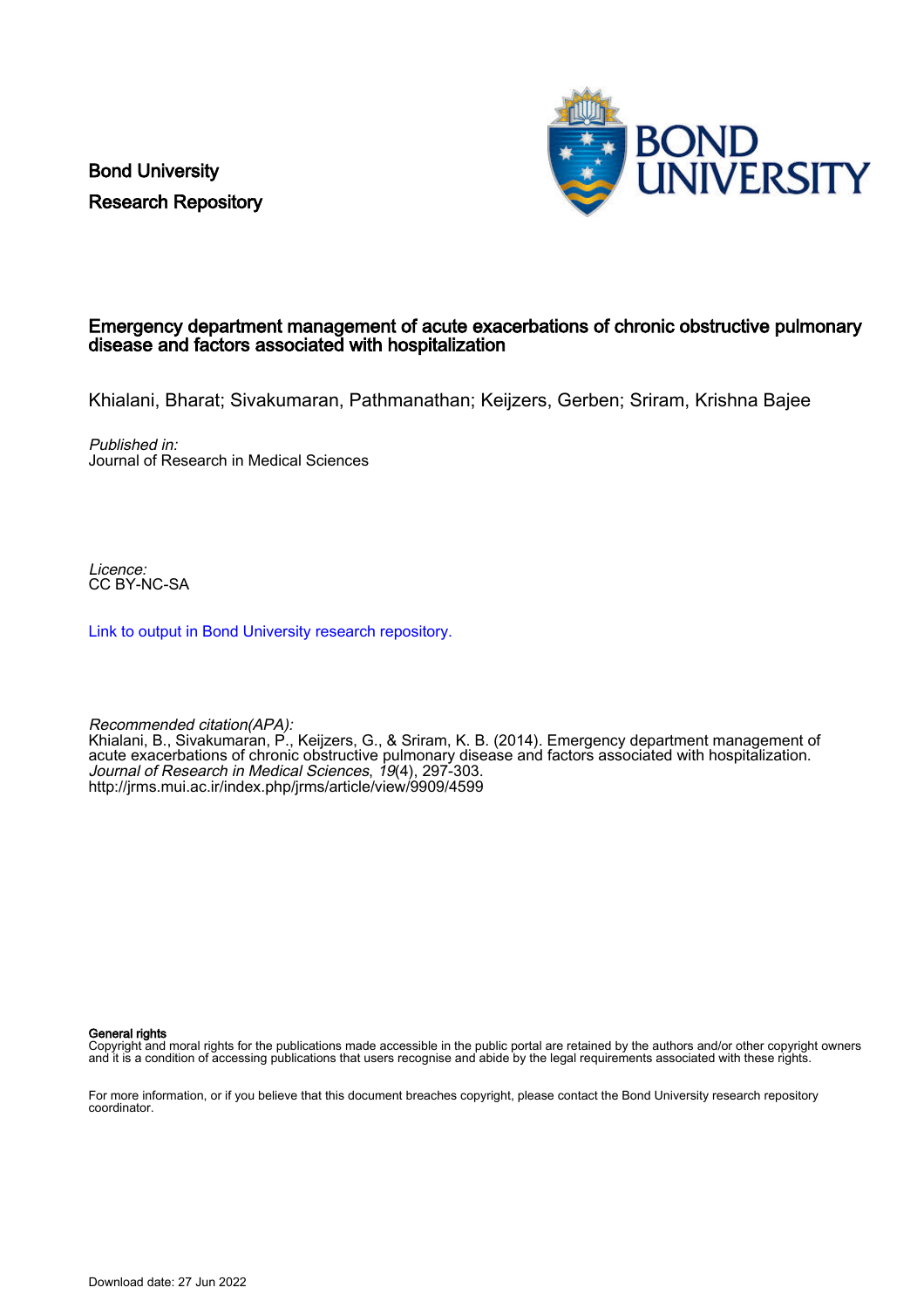Bond University
Research Repository

# Emergency department management of acute exacerbations of chronic obstructive pulmonary disease and factors associated with hospitalization

Khialani, Bharat; Sivakumaran, Pathmanathan; Keijzers, Gerben; Sriram, Krishna Bajee

*Published in:*
Journal of Research in Medical Sciences

*Licence:*
CC BY-NC-SA

[Link to output in Bond University research repository.](http://jrms.mui.ac.ir/index.php/jrms/article/view/9909/4599)

*Recommended citation(APA):*
Khialani, B., Sivakumaran, P., Keijzers, G., & Sriram, K. B. (2014). Emergency department management of acute exacerbations of chronic obstructive pulmonary disease and factors associated with hospitalization. *Journal of Research in Medical Sciences*, *19*(4), 297-303.
http://jrms.mui.ac.ir/index.php/jrms/article/view/9909/4599

**General rights**
Copyright and moral rights for the publications made accessible in the public portal are retained by the authors and/or other copyright owners and it is a condition of accessing publications that users recognise and abide by the legal requirements associated with these rights.

For more information, or if you believe that this document breaches copyright, please contact the Bond University research repository coordinator.

Download date: 27 Jun 2022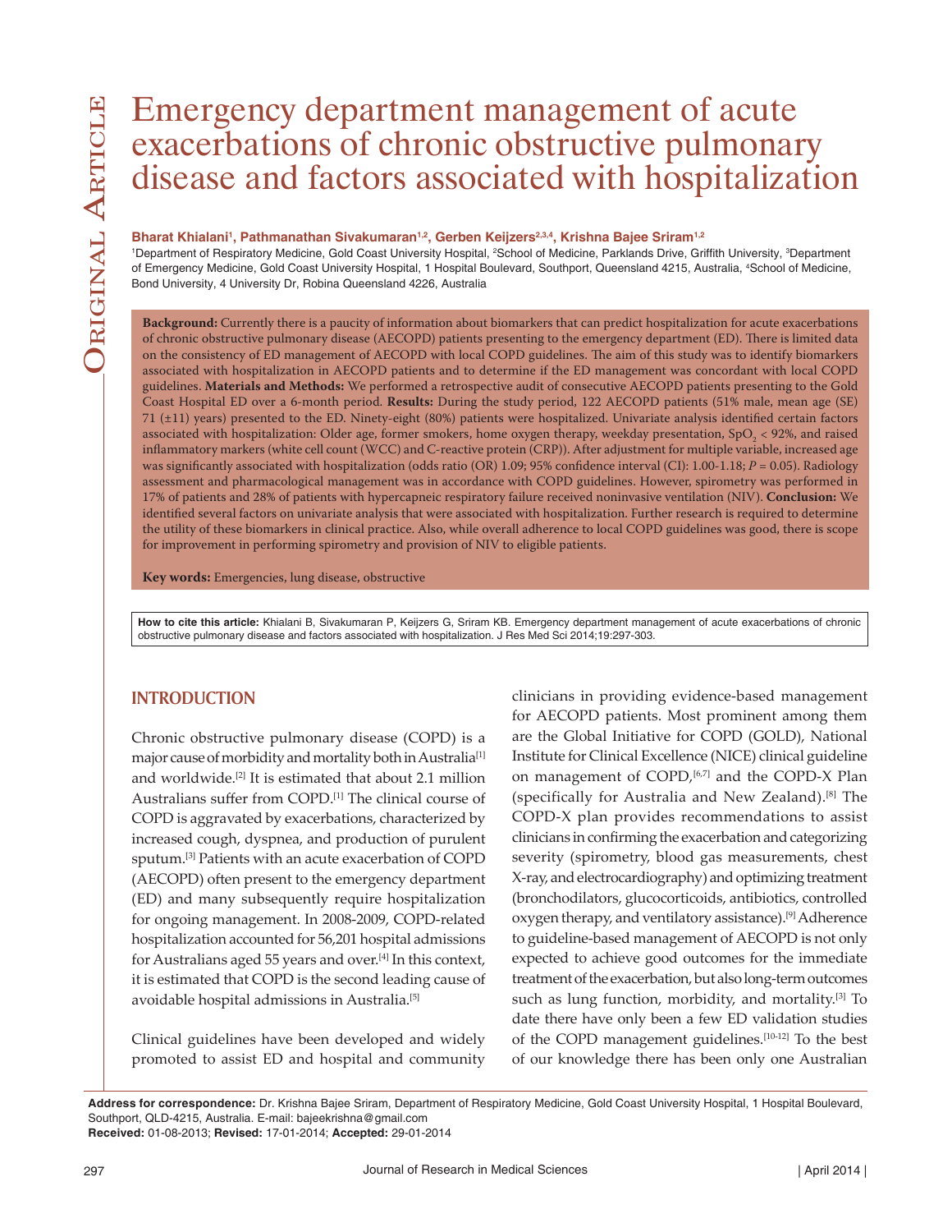# Emergency department management of acute exacerbations of chronic obstructive pulmonary disease and factors associated with hospitalization

**Bharat Khialani[1], Pathmanathan Sivakumaran[1,2], Gerben Keijzers[2,3,4], Krishna Bajee Sriram[1,2]**

[1]Department of Respiratory Medicine, Gold Coast University Hospital, [2]School of Medicine, Parklands Drive, Griffith University, [3]Department of Emergency Medicine, Gold Coast University Hospital, 1 Hospital Boulevard, Southport, Queensland 4215, Australia, [4]School of Medicine, Bond University, 4 University Dr, Robina Queensland 4226, Australia

**Background:** Currently there is a paucity of information about biomarkers that can predict hospitalization for acute exacerbations of chronic obstructive pulmonary disease (AECOPD) patients presenting to the emergency department (ED). There is limited data on the consistency of ED management of AECOPD with local COPD guidelines. The aim of this study was to identify biomarkers associated with hospitalization in AECOPD patients and to determine if the ED management was concordant with local COPD guidelines. **Materials and Methods:** We performed a retrospective audit of consecutive AECOPD patients presenting to the Gold Coast Hospital ED over a 6-month period. **Results:** During the study period, 122 AECOPD patients (51% male, mean age (SE) 71 (±11) years) presented to the ED. Ninety-eight (80%) patients were hospitalized. Univariate analysis identified certain factors associated with hospitalization: Older age, former smokers, home oxygen therapy, weekday presentation, $SpO_2 < 92\%$, and raised inflammatory markers (white cell count (WCC) and C-reactive protein (CRP)). After adjustment for multiple variable, increased age was significantly associated with hospitalization (odds ratio (OR) 1.09; 95% confidence interval (CI): 1.00-1.18; $P = 0.05$). Radiology assessment and pharmacological management was in accordance with COPD guidelines. However, spirometry was performed in 17% of patients and 28% of patients with hypercapneic respiratory failure received noninvasive ventilation (NIV). **Conclusion:** We identified several factors on univariate analysis that were associated with hospitalization. Further research is required to determine the utility of these biomarkers in clinical practice. Also, while overall adherence to local COPD guidelines was good, there is scope for improvement in performing spirometry and provision of NIV to eligible patients.

**Key words:** Emergencies, lung disease, obstructive

**How to cite this article:** Khialani B, Sivakumaran P, Keijzers G, Sriram KB. Emergency department management of acute exacerbations of chronic obstructive pulmonary disease and factors associated with hospitalization. J Res Med Sci 2014;19:297-303.

## INTRODUCTION

Chronic obstructive pulmonary disease (COPD) is a major cause of morbidity and mortality both in Australia[1] and worldwide.[2] It is estimated that about 2.1 million Australians suffer from COPD.[1] The clinical course of COPD is aggravated by exacerbations, characterized by increased cough, dyspnea, and production of purulent sputum.[3] Patients with an acute exacerbation of COPD (AECOPD) often present to the emergency department (ED) and many subsequently require hospitalization for ongoing management. In 2008-2009, COPD-related hospitalization accounted for 56,201 hospital admissions for Australians aged 55 years and over.[4] In this context, it is estimated that COPD is the second leading cause of avoidable hospital admissions in Australia.[5]

Clinical guidelines have been developed and widely promoted to assist ED and hospital and community clinicians in providing evidence-based management for AECOPD patients. Most prominent among them are the Global Initiative for COPD (GOLD), National Institute for Clinical Excellence (NICE) clinical guideline on management of COPD,[6,7] and the COPD-X Plan (specifically for Australia and New Zealand).[8] The COPD-X plan provides recommendations to assist clinicians in confirming the exacerbation and categorizing severity (spirometry, blood gas measurements, chest X-ray, and electrocardiography) and optimizing treatment (bronchodilators, glucocorticoids, antibiotics, controlled oxygen therapy, and ventilatory assistance).[9] Adherence to guideline-based management of AECOPD is not only expected to achieve good outcomes for the immediate treatment of the exacerbation, but also long-term outcomes such as lung function, morbidity, and mortality.[3] To date there have only been a few ED validation studies of the COPD management guidelines.[10-12] To the best of our knowledge there has been only one Australian

**Address for correspondence:** Dr. Krishna Bajee Sriram, Department of Respiratory Medicine, Gold Coast University Hospital, 1 Hospital Boulevard, Southport, QLD-4215, Australia. E-mail: bajeekrishna@gmail.com
**Received:** 01-08-2013; **Revised:** 17-01-2014; **Accepted:** 29-01-2014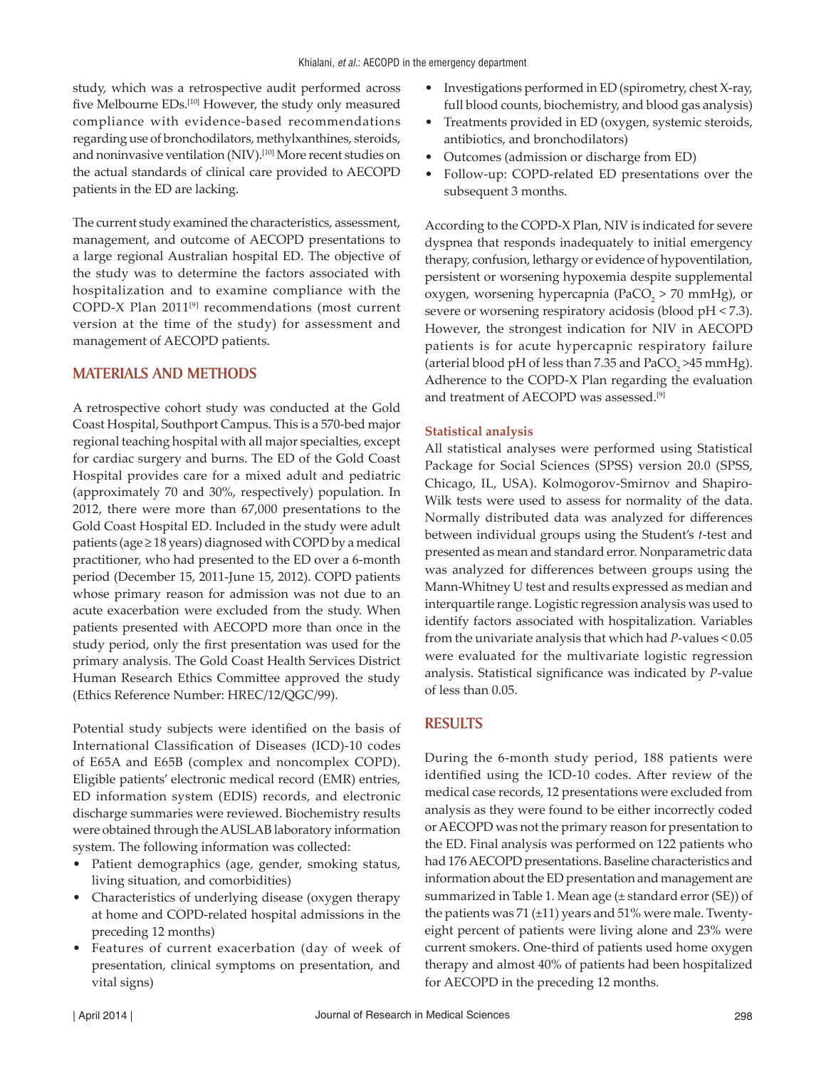study, which was a retrospective audit performed across five Melbourne EDs.[10] However, the study only measured compliance with evidence-based recommendations regarding use of bronchodilators, methylxanthines, steroids, and noninvasive ventilation (NIV).[10] More recent studies on the actual standards of clinical care provided to AECOPD patients in the ED are lacking.

The current study examined the characteristics, assessment, management, and outcome of AECOPD presentations to a large regional Australian hospital ED. The objective of the study was to determine the factors associated with hospitalization and to examine compliance with the COPD-X Plan 2011[9] recommendations (most current version at the time of the study) for assessment and management of AECOPD patients.

## MATERIALS AND METHODS

A retrospective cohort study was conducted at the Gold Coast Hospital, Southport Campus. This is a 570-bed major regional teaching hospital with all major specialties, except for cardiac surgery and burns. The ED of the Gold Coast Hospital provides care for a mixed adult and pediatric (approximately 70 and 30%, respectively) population. In 2012, there were more than 67,000 presentations to the Gold Coast Hospital ED. Included in the study were adult patients (age ≥ 18 years) diagnosed with COPD by a medical practitioner, who had presented to the ED over a 6-month period (December 15, 2011-June 15, 2012). COPD patients whose primary reason for admission was not due to an acute exacerbation were excluded from the study. When patients presented with AECOPD more than once in the study period, only the first presentation was used for the primary analysis. The Gold Coast Health Services District Human Research Ethics Committee approved the study (Ethics Reference Number: HREC/12/QGC/99).

Potential study subjects were identified on the basis of International Classification of Diseases (ICD)-10 codes of E65A and E65B (complex and noncomplex COPD). Eligible patients' electronic medical record (EMR) entries, ED information system (EDIS) records, and electronic discharge summaries were reviewed. Biochemistry results were obtained through the AUSLAB laboratory information system. The following information was collected:

- Patient demographics (age, gender, smoking status, living situation, and comorbidities)
- Characteristics of underlying disease (oxygen therapy at home and COPD-related hospital admissions in the preceding 12 months)
- Features of current exacerbation (day of week of presentation, clinical symptoms on presentation, and vital signs)
- Investigations performed in ED (spirometry, chest X-ray, full blood counts, biochemistry, and blood gas analysis)
- Treatments provided in ED (oxygen, systemic steroids, antibiotics, and bronchodilators)
- Outcomes (admission or discharge from ED)
- Follow-up: COPD-related ED presentations over the subsequent 3 months.

According to the COPD-X Plan, NIV is indicated for severe dyspnea that responds inadequately to initial emergency therapy, confusion, lethargy or evidence of hypoventilation, persistent or worsening hypoxemia despite supplemental oxygen, worsening hypercapnia ($PaCO_2$ > 70 mmHg), or severe or worsening respiratory acidosis (blood pH < 7.3). However, the strongest indication for NIV in AECOPD patients is for acute hypercapnic respiratory failure (arterial blood pH of less than 7.35 and $PaCO_2$ >45 mmHg). Adherence to the COPD-X Plan regarding the evaluation and treatment of AECOPD was assessed.[9]

### Statistical analysis

All statistical analyses were performed using Statistical Package for Social Sciences (SPSS) version 20.0 (SPSS, Chicago, IL, USA). Kolmogorov-Smirnov and Shapiro-Wilk tests were used to assess for normality of the data. Normally distributed data was analyzed for differences between individual groups using the Student's *t*-test and presented as mean and standard error. Nonparametric data was analyzed for differences between groups using the Mann-Whitney U test and results expressed as median and interquartile range. Logistic regression analysis was used to identify factors associated with hospitalization. Variables from the univariate analysis that which had *P*-values < 0.05 were evaluated for the multivariate logistic regression analysis. Statistical significance was indicated by *P*-value of less than 0.05.

## RESULTS

During the 6-month study period, 188 patients were identified using the ICD-10 codes. After review of the medical case records, 12 presentations were excluded from analysis as they were found to be either incorrectly coded or AECOPD was not the primary reason for presentation to the ED. Final analysis was performed on 122 patients who had 176 AECOPD presentations. Baseline characteristics and information about the ED presentation and management are summarized in Table 1. Mean age (± standard error (SE)) of the patients was 71 (±11) years and 51% were male. Twenty-eight percent of patients were living alone and 23% were current smokers. One-third of patients used home oxygen therapy and almost 40% of patients had been hospitalized for AECOPD in the preceding 12 months.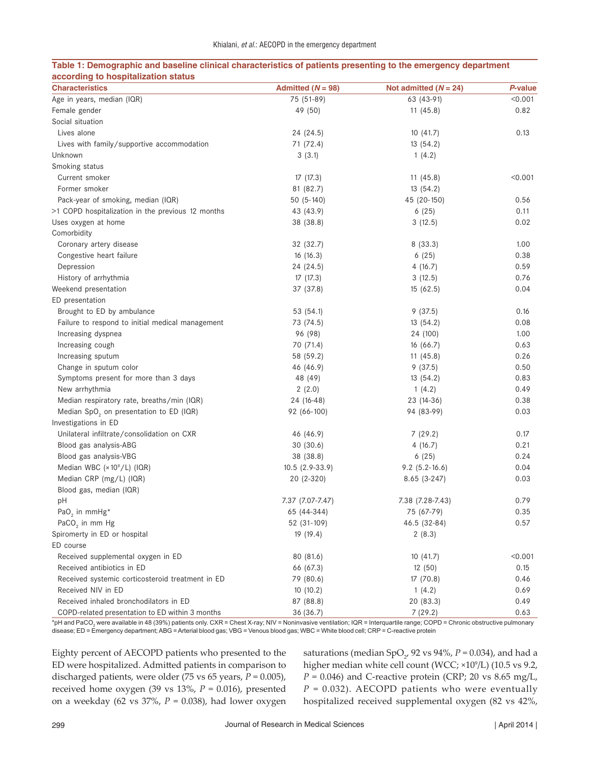**Table 1: Demographic and baseline clinical characteristics of patients presenting to the emergency department according to hospitalization status**

| Characteristics | Admitted ($N$ = 98) | Not admitted ($N$ = 24) | $P$-value |
|---|---|---|---|
| Age in years, median (IQR) | 75 (51-89) | 63 (43-91) | <0.001 |
| Female gender | 49 (50) | 11 (45.8) | 0.82 |
| Social situation | | | |
| Lives alone | 24 (24.5) | 10 (41.7) | 0.13 |
| Lives with family/supportive accommodation | 71 (72.4) | 13 (54.2) | |
| Unknown | 3 (3.1) | 1 (4.2) | |
| Smoking status | | | |
| Current smoker | 17 (17.3) | 11 (45.8) | <0.001 |
| Former smoker | 81 (82.7) | 13 (54.2) | |
| Pack-year of smoking, median (IQR) | 50 (5-140) | 45 (20-150) | 0.56 |
| >1 COPD hospitalization in the previous 12 months | 43 (43.9) | 6 (25) | 0.11 |
| Uses oxygen at home | 38 (38.8) | 3 (12.5) | 0.02 |
| Comorbidity | | | |
| Coronary artery disease | 32 (32.7) | 8 (33.3) | 1.00 |
| Congestive heart failure | 16 (16.3) | 6 (25) | 0.38 |
| Depression | 24 (24.5) | 4 (16.7) | 0.59 |
| History of arrhythmia | 17 (17.3) | 3 (12.5) | 0.76 |
| Weekend presentation | 37 (37.8) | 15 (62.5) | 0.04 |
| ED presentation | | | |
| Brought to ED by ambulance | 53 (54.1) | 9 (37.5) | 0.16 |
| Failure to respond to initial medical management | 73 (74.5) | 13 (54.2) | 0.08 |
| Increasing dyspnea | 96 (98) | 24 (100) | 1.00 |
| Increasing cough | 70 (71.4) | 16 (66.7) | 0.63 |
| Increasing sputum | 58 (59.2) | 11 (45.8) | 0.26 |
| Change in sputum color | 46 (46.9) | 9 (37.5) | 0.50 |
| Symptoms present for more than 3 days | 48 (49) | 13 (54.2) | 0.83 |
| New arrhythmia | 2 (2.0) | 1 (4.2) | 0.49 |
| Median respiratory rate, breaths/min (IQR) | 24 (16-48) | 23 (14-36) | 0.38 |
| Median $SpO_2$ on presentation to ED (IQR) | 92 (66-100) | 94 (83-99) | 0.03 |
| Investigations in ED | | | |
| Unilateral infiltrate/consolidation on CXR | 46 (46.9) | 7 (29.2) | 0.17 |
| Blood gas analysis-ABG | 30 (30.6) | 4 (16.7) | 0.21 |
| Blood gas analysis-VBG | 38 (38.8) | 6 (25) | 0.24 |
| Median WBC ($\times 10^9$/L) (IQR) | 10.5 (2.9-33.9) | 9.2 (5.2-16.6) | 0.04 |
| Median CRP (mg/L) (IQR) | 20 (2-320) | 8.65 (3-247) | 0.03 |
| Blood gas, median (IQR) | | | |
| pH | 7.37 (7.07-7.47) | 7.38 (7.28-7.43) | 0.79 |
| $PaO_2$ in mmHg* | 65 (44-344) | 75 (67-79) | 0.35 |
| $PaCO_2$ in mm Hg | 52 (31-109) | 46.5 (32-84) | 0.57 |
| Spiromerty in ED or hospital | 19 (19.4) | 2 (8.3) | |
| ED course | | | |
| Received supplemental oxygen in ED | 80 (81.6) | 10 (41.7) | <0.001 |
| Received antibiotics in ED | 66 (67.3) | 12 (50) | 0.15 |
| Received systemic corticosteroid treatment in ED | 79 (80.6) | 17 (70.8) | 0.46 |
| Received NIV in ED | 10 (10.2) | 1 (4.2) | 0.69 |
| Received inhaled bronchodilators in ED | 87 (88.8) | 20 (83.3) | 0.49 |
| COPD-related presentation to ED within 3 months | 36 (36.7) | 7 (29.2) | 0.63 |

*pH and $PaCO_2$ were available in 48 (39%) patients only. CXR = Chest X-ray; NIV = Noninvasive ventilation; IQR = Interquartile range; COPD = Chronic obstructive pulmonary disease; ED = Emergency department; ABG = Arterial blood gas; VBG = Venous blood gas; WBC = White blood cell; CRP = C-reactive protein

Eighty percent of AECOPD patients who presented to the ED were hospitalized. Admitted patients in comparison to discharged patients, were older (75 vs 65 years, $P$ = 0.005), received home oxygen (39 vs 13%, $P$ = 0.016), presented on a weekday (62 vs 37%, $P$ = 0.038), had lower oxygen saturations (median $SpO_2$, 92 vs 94%, $P$ = 0.034), and had a higher median white cell count (WCC; $\times 10^9$/L) (10.5 vs 9.2, $P$ = 0.046) and C-reactive protein (CRP; 20 vs 8.65 mg/L, $P$ = 0.032). AECOPD patients who were eventually hospitalized received supplemental oxygen (82 vs 42%,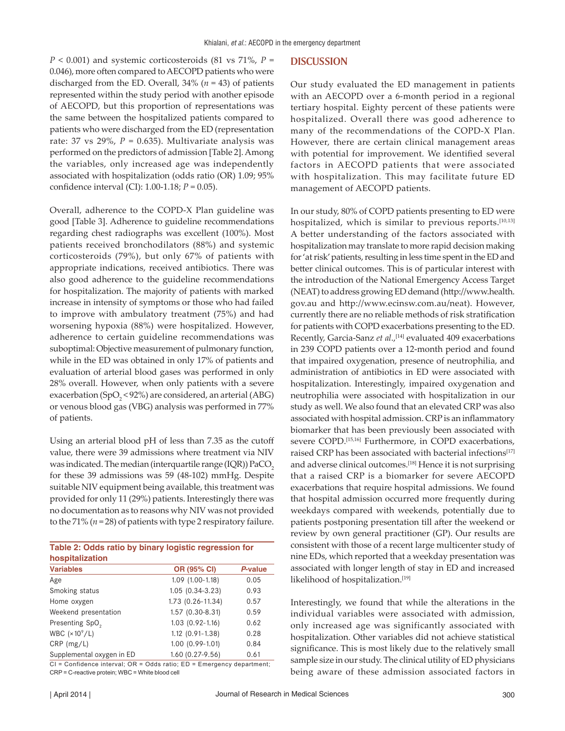$P < 0.001$) and systemic corticosteroids (81 vs 71%, $P = 0.046$), more often compared to AECOPD patients who were discharged from the ED. Overall, 34% ($n = 43$) of patients represented within the study period with another episode of AECOPD, but this proportion of representations was the same between the hospitalized patients compared to patients who were discharged from the ED (representation rate: 37 vs 29%, $P = 0.635$). Multivariate analysis was performed on the predictors of admission [Table 2]. Among the variables, only increased age was independently associated with hospitalization (odds ratio (OR) 1.09; 95% confidence interval (CI): 1.00-1.18; $P = 0.05$).

Overall, adherence to the COPD-X Plan guideline was good [Table 3]. Adherence to guideline recommendations regarding chest radiographs was excellent (100%). Most patients received bronchodilators (88%) and systemic corticosteroids (79%), but only 67% of patients with appropriate indications, received antibiotics. There was also good adherence to the guideline recommendations for hospitalization. The majority of patients with marked increase in intensity of symptoms or those who had failed to improve with ambulatory treatment (75%) and had worsening hypoxia (88%) were hospitalized. However, adherence to certain guideline recommendations was suboptimal: Objective measurement of pulmonary function, while in the ED was obtained in only 17% of patients and evaluation of arterial blood gases was performed in only 28% overall. However, when only patients with a severe exacerbation ($SpO_2 < 92\%$) are considered, an arterial (ABG) or venous blood gas (VBG) analysis was performed in 77% of patients.

Using an arterial blood pH of less than 7.35 as the cutoff value, there were 39 admissions where treatment via NIV was indicated. The median (interquartile range (IQR)) $PaCO_2$ for these 39 admissions was 59 (48-102) mmHg. Despite suitable NIV equipment being available, this treatment was provided for only 11 (29%) patients. Interestingly there was no documentation as to reasons why NIV was not provided to the 71% ($n = 28$) of patients with type 2 respiratory failure.

**Table 2: Odds ratio by binary logistic regression for hospitalization**

| Variables | OR (95% CI) | *P*-value |
|---|---|---|
| Age | 1.09 (1.00-1.18) | 0.05 |
| Smoking status | 1.05 (0.34-3.23) | 0.93 |
| Home oxygen | 1.73 (0.26-11.34) | 0.57 |
| Weekend presentation | 1.57 (0.30-8.31) | 0.59 |
| Presenting $SpO_2$ | 1.03 (0.92-1.16) | 0.62 |
| WBC ($\times 10^9$/L) | 1.12 (0.91-1.38) | 0.28 |
| CRP (mg/L) | 1.00 (0.99-1.01) | 0.84 |
| Supplemental oxygen in ED | 1.60 (0.27-9.56) | 0.61 |

CI = Confidence interval; OR = Odds ratio; ED = Emergency department; CRP = C-reactive protein; WBC = White blood cell

## DISCUSSION

Our study evaluated the ED management in patients with an AECOPD over a 6-month period in a regional tertiary hospital. Eighty percent of these patients were hospitalized. Overall there was good adherence to many of the recommendations of the COPD-X Plan. However, there are certain clinical management areas with potential for improvement. We identified several factors in AECOPD patients that were associated with hospitalization. This may facilitate future ED management of AECOPD patients.

In our study, 80% of COPD patients presenting to ED were hospitalized, which is similar to previous reports.[10,13] A better understanding of the factors associated with hospitalization may translate to more rapid decision making for 'at risk' patients, resulting in less time spent in the ED and better clinical outcomes. This is of particular interest with the introduction of the National Emergency Access Target (NEAT) to address growing ED demand (http://www.health.gov.au and http://www.ecinsw.com.au/neat). However, currently there are no reliable methods of risk stratification for patients with COPD exacerbations presenting to the ED. Recently, Garcia-Sanz *et al*.,[14] evaluated 409 exacerbations in 239 COPD patients over a 12-month period and found that impaired oxygenation, presence of neutrophilia, and administration of antibiotics in ED were associated with hospitalization. Interestingly, impaired oxygenation and neutrophilia were associated with hospitalization in our study as well. We also found that an elevated CRP was also associated with hospital admission. CRP is an inflammatory biomarker that has been previously been associated with severe COPD.[15,16] Furthermore, in COPD exacerbations, raised CRP has been associated with bacterial infections[17] and adverse clinical outcomes.[18] Hence it is not surprising that a raised CRP is a biomarker for severe AECOPD exacerbations that require hospital admissions. We found that hospital admission occurred more frequently during weekdays compared with weekends, potentially due to patients postponing presentation till after the weekend or review by own general practitioner (GP). Our results are consistent with those of a recent large multicenter study of nine EDs, which reported that a weekday presentation was associated with longer length of stay in ED and increased likelihood of hospitalization.[19]

Interestingly, we found that while the alterations in the individual variables were associated with admission, only increased age was significantly associated with hospitalization. Other variables did not achieve statistical significance. This is most likely due to the relatively small sample size in our study. The clinical utility of ED physicians being aware of these admission associated factors in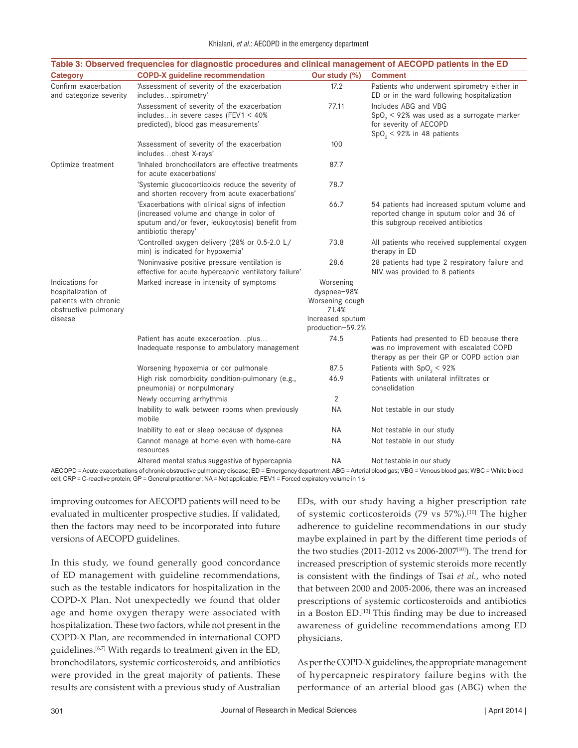**Table 3: Observed frequencies for diagnostic procedures and clinical management of AECOPD patients in the ED**

| Category | COPD-X guideline recommendation | Our study (%) | Comment |
|---|---|---|---|
| Confirm exacerbation and categorize severity | 'Assessment of severity of the exacerbation includes…spirometry' | 17.2 | Patients who underwent spirometry either in ED or in the ward following hospitalization |
| | 'Assessment of severity of the exacerbation includes…in severe cases (FEV1 < 40% predicted), blood gas measurements' | 77.11 | Includes ABG and VBG $SpO_2$ < 92% was used as a surrogate marker for severity of AECOPD $SpO_2$ < 92% in 48 patients |
| | 'Assessment of severity of the exacerbation includes…chest X-rays' | 100 | |
| Optimize treatment | 'Inhaled bronchodilators are effective treatments for acute exacerbations' | 87.7 | |
| | 'Systemic glucocorticoids reduce the severity of and shorten recovery from acute exacerbations' | 78.7 | |
| | 'Exacerbations with clinical signs of infection (increased volume and change in color of sputum and/or fever, leukocytosis) benefit from antibiotic therapy' | 66.7 | 54 patients had increased sputum volume and reported change in sputum color and 36 of this subgroup received antibiotics |
| | 'Controlled oxygen delivery (28% or 0.5-2.0 L/min) is indicated for hypoxemia' | 73.8 | All patients who received supplemental oxygen therapy in ED |
| | 'Noninvasive positive pressure ventilation is effective for acute hypercapnic ventilatory failure' | 28.6 | 28 patients had type 2 respiratory failure and NIV was provided to 8 patients |
| Indications for hospitalization of patients with chronic obstructive pulmonary disease | Marked increase in intensity of symptoms | Worsening dyspnea−98% Worsening cough 71.4% Increased sputum production−59.2% | |
| | Patient has acute exacerbation…plus… Inadequate response to ambulatory management | 74.5 | Patients had presented to ED because there was no improvement with escalated COPD therapy as per their GP or COPD action plan |
| | Worsening hypoxemia or cor pulmonale | 87.5 | Patients with $SpO_2$ < 92% |
| | High risk comorbidity condition-pulmonary (e.g., pneumonia) or nonpulmonary | 46.9 | Patients with unilateral infiltrates or consolidation |
| | Newly occurring arrhythmia | 2 | |
| | Inability to walk between rooms when previously mobile | NA | Not testable in our study |
| | Inability to eat or sleep because of dyspnea | NA | Not testable in our study |
| | Cannot manage at home even with home-care resources | NA | Not testable in our study |
| | Altered mental status suggestive of hypercapnia | NA | Not testable in our study |

AECOPD = Acute exacerbations of chronic obstructive pulmonary disease; ED = Emergency department; ABG = Arterial blood gas; VBG = Venous blood gas; WBC = White blood cell; CRP = C-reactive protein; GP = General practitioner; NA = Not applicable; FEV1 = Forced expiratory volume in 1 s

improving outcomes for AECOPD patients will need to be evaluated in multicenter prospective studies. If validated, then the factors may need to be incorporated into future versions of AECOPD guidelines.

In this study, we found generally good concordance of ED management with guideline recommendations, such as the testable indicators for hospitalization in the COPD-X Plan. Not unexpectedly we found that older age and home oxygen therapy were associated with hospitalization. These two factors, while not present in the COPD-X Plan, are recommended in international COPD guidelines.[6,7] With regards to treatment given in the ED, bronchodilators, systemic corticosteroids, and antibiotics were provided in the great majority of patients. These results are consistent with a previous study of Australian EDs, with our study having a higher prescription rate of systemic corticosteroids (79 vs 57%).[10] The higher adherence to guideline recommendations in our study maybe explained in part by the different time periods of the two studies (2011-2012 vs 2006-2007[10]). The trend for increased prescription of systemic steroids more recently is consistent with the findings of Tsai *et al.*, who noted that between 2000 and 2005-2006, there was an increased prescriptions of systemic corticosteroids and antibiotics in a Boston ED.[13] This finding may be due to increased awareness of guideline recommendations among ED physicians.

As per the COPD-X guidelines, the appropriate management of hypercapneic respiratory failure begins with the performance of an arterial blood gas (ABG) when the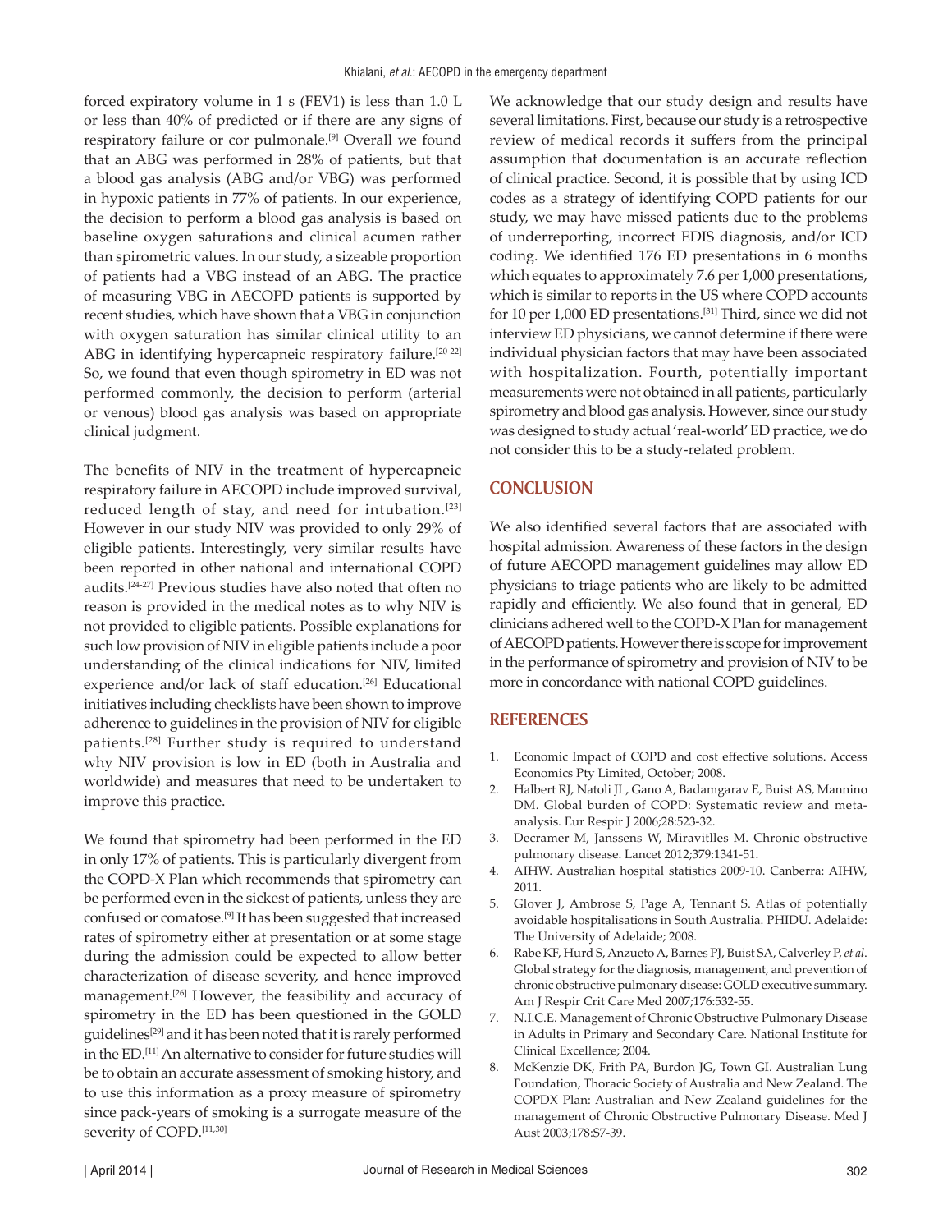forced expiratory volume in 1 s (FEV1) is less than 1.0 L or less than 40% of predicted or if there are any signs of respiratory failure or cor pulmonale.[9] Overall we found that an ABG was performed in 28% of patients, but that a blood gas analysis (ABG and/or VBG) was performed in hypoxic patients in 77% of patients. In our experience, the decision to perform a blood gas analysis is based on baseline oxygen saturations and clinical acumen rather than spirometric values. In our study, a sizeable proportion of patients had a VBG instead of an ABG. The practice of measuring VBG in AECOPD patients is supported by recent studies, which have shown that a VBG in conjunction with oxygen saturation has similar clinical utility to an ABG in identifying hypercapneic respiratory failure.[20-22] So, we found that even though spirometry in ED was not performed commonly, the decision to perform (arterial or venous) blood gas analysis was based on appropriate clinical judgment.

The benefits of NIV in the treatment of hypercapneic respiratory failure in AECOPD include improved survival, reduced length of stay, and need for intubation.[23] However in our study NIV was provided to only 29% of eligible patients. Interestingly, very similar results have been reported in other national and international COPD audits.[24-27] Previous studies have also noted that often no reason is provided in the medical notes as to why NIV is not provided to eligible patients. Possible explanations for such low provision of NIV in eligible patients include a poor understanding of the clinical indications for NIV, limited experience and/or lack of staff education.[26] Educational initiatives including checklists have been shown to improve adherence to guidelines in the provision of NIV for eligible patients.[28] Further study is required to understand why NIV provision is low in ED (both in Australia and worldwide) and measures that need to be undertaken to improve this practice.

We found that spirometry had been performed in the ED in only 17% of patients. This is particularly divergent from the COPD-X Plan which recommends that spirometry can be performed even in the sickest of patients, unless they are confused or comatose.[9] It has been suggested that increased rates of spirometry either at presentation or at some stage during the admission could be expected to allow better characterization of disease severity, and hence improved management.[26] However, the feasibility and accuracy of spirometry in the ED has been questioned in the GOLD guidelines[29] and it has been noted that it is rarely performed in the ED.[11] An alternative to consider for future studies will be to obtain an accurate assessment of smoking history, and to use this information as a proxy measure of spirometry since pack-years of smoking is a surrogate measure of the severity of COPD.[11,30]

We acknowledge that our study design and results have several limitations. First, because our study is a retrospective review of medical records it suffers from the principal assumption that documentation is an accurate reflection of clinical practice. Second, it is possible that by using ICD codes as a strategy of identifying COPD patients for our study, we may have missed patients due to the problems of underreporting, incorrect EDIS diagnosis, and/or ICD coding. We identified 176 ED presentations in 6 months which equates to approximately 7.6 per 1,000 presentations, which is similar to reports in the US where COPD accounts for 10 per 1,000 ED presentations.[31] Third, since we did not interview ED physicians, we cannot determine if there were individual physician factors that may have been associated with hospitalization. Fourth, potentially important measurements were not obtained in all patients, particularly spirometry and blood gas analysis. However, since our study was designed to study actual 'real-world' ED practice, we do not consider this to be a study-related problem.

## CONCLUSION

We also identified several factors that are associated with hospital admission. Awareness of these factors in the design of future AECOPD management guidelines may allow ED physicians to triage patients who are likely to be admitted rapidly and efficiently. We also found that in general, ED clinicians adhered well to the COPD-X Plan for management of AECOPD patients. However there is scope for improvement in the performance of spirometry and provision of NIV to be more in concordance with national COPD guidelines.

## REFERENCES

1. Economic Impact of COPD and cost effective solutions. Access Economics Pty Limited, October; 2008.
2. Halbert RJ, Natoli JL, Gano A, Badamgarav E, Buist AS, Mannino DM. Global burden of COPD: Systematic review and meta-analysis. Eur Respir J 2006;28:523-32.
3. Decramer M, Janssens W, Miravitlles M. Chronic obstructive pulmonary disease. Lancet 2012;379:1341-51.
4. AIHW. Australian hospital statistics 2009-10. Canberra: AIHW, 2011.
5. Glover J, Ambrose S, Page A, Tennant S. Atlas of potentially avoidable hospitalisations in South Australia. PHIDU. Adelaide: The University of Adelaide; 2008.
6. Rabe KF, Hurd S, Anzueto A, Barnes PJ, Buist SA, Calverley P, *et al*. Global strategy for the diagnosis, management, and prevention of chronic obstructive pulmonary disease: GOLD executive summary. Am J Respir Crit Care Med 2007;176:532-55.
7. N.I.C.E. Management of Chronic Obstructive Pulmonary Disease in Adults in Primary and Secondary Care. National Institute for Clinical Excellence; 2004.
8. McKenzie DK, Frith PA, Burdon JG, Town GI. Australian Lung Foundation, Thoracic Society of Australia and New Zealand. The COPDX Plan: Australian and New Zealand guidelines for the management of Chronic Obstructive Pulmonary Disease. Med J Aust 2003;178:S7-39.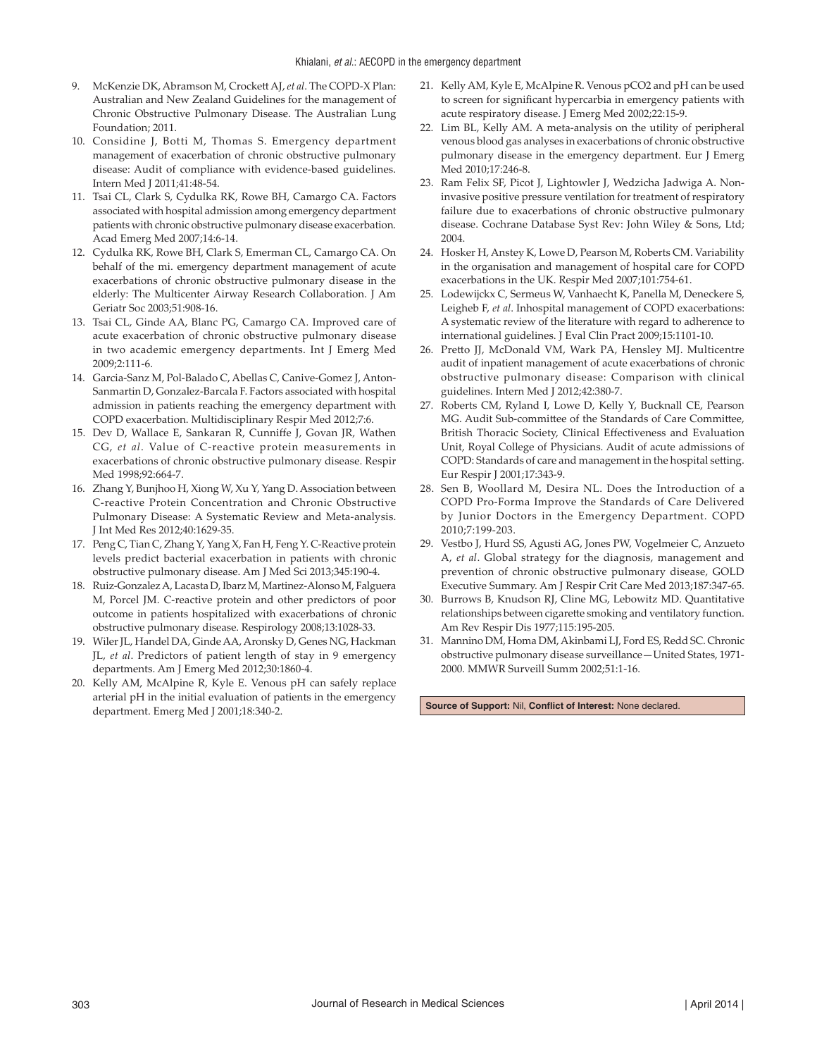9. McKenzie DK, Abramson M, Crockett AJ, *et al*. The COPD-X Plan: Australian and New Zealand Guidelines for the management of Chronic Obstructive Pulmonary Disease. The Australian Lung Foundation; 2011.
10. Considine J, Botti M, Thomas S. Emergency department management of exacerbation of chronic obstructive pulmonary disease: Audit of compliance with evidence-based guidelines. Intern Med J 2011;41:48-54.
11. Tsai CL, Clark S, Cydulka RK, Rowe BH, Camargo CA. Factors associated with hospital admission among emergency department patients with chronic obstructive pulmonary disease exacerbation. Acad Emerg Med 2007;14:6-14.
12. Cydulka RK, Rowe BH, Clark S, Emerman CL, Camargo CA. On behalf of the mi. emergency department management of acute exacerbations of chronic obstructive pulmonary disease in the elderly: The Multicenter Airway Research Collaboration. J Am Geriatr Soc 2003;51:908-16.
13. Tsai CL, Ginde AA, Blanc PG, Camargo CA. Improved care of acute exacerbation of chronic obstructive pulmonary disease in two academic emergency departments. Int J Emerg Med 2009;2:111-6.
14. Garcia-Sanz M, Pol-Balado C, Abellas C, Canive-Gomez J, Anton-Sanmartin D, Gonzalez-Barcala F. Factors associated with hospital admission in patients reaching the emergency department with COPD exacerbation. Multidisciplinary Respir Med 2012;7:6.
15. Dev D, Wallace E, Sankaran R, Cunniffe J, Govan JR, Wathen CG, *et al*. Value of C-reactive protein measurements in exacerbations of chronic obstructive pulmonary disease. Respir Med 1998;92:664-7.
16. Zhang Y, Bunjhoo H, Xiong W, Xu Y, Yang D. Association between C-reactive Protein Concentration and Chronic Obstructive Pulmonary Disease: A Systematic Review and Meta-analysis. J Int Med Res 2012;40:1629-35.
17. Peng C, Tian C, Zhang Y, Yang X, Fan H, Feng Y. C-Reactive protein levels predict bacterial exacerbation in patients with chronic obstructive pulmonary disease. Am J Med Sci 2013;345:190-4.
18. Ruiz-Gonzalez A, Lacasta D, Ibarz M, Martinez-Alonso M, Falguera M, Porcel JM. C-reactive protein and other predictors of poor outcome in patients hospitalized with exacerbations of chronic obstructive pulmonary disease. Respirology 2008;13:1028-33.
19. Wiler JL, Handel DA, Ginde AA, Aronsky D, Genes NG, Hackman JL, *et al*. Predictors of patient length of stay in 9 emergency departments. Am J Emerg Med 2012;30:1860-4.
20. Kelly AM, McAlpine R, Kyle E. Venous pH can safely replace arterial pH in the initial evaluation of patients in the emergency department. Emerg Med J 2001;18:340-2.
21. Kelly AM, Kyle E, McAlpine R. Venous pCO2 and pH can be used to screen for significant hypercarbia in emergency patients with acute respiratory disease. J Emerg Med 2002;22:15-9.
22. Lim BL, Kelly AM. A meta-analysis on the utility of peripheral venous blood gas analyses in exacerbations of chronic obstructive pulmonary disease in the emergency department. Eur J Emerg Med 2010;17:246-8.
23. Ram Felix SF, Picot J, Lightowler J, Wedzicha Jadwiga A. Non-invasive positive pressure ventilation for treatment of respiratory failure due to exacerbations of chronic obstructive pulmonary disease. Cochrane Database Syst Rev: John Wiley & Sons, Ltd; 2004.
24. Hosker H, Anstey K, Lowe D, Pearson M, Roberts CM. Variability in the organisation and management of hospital care for COPD exacerbations in the UK. Respir Med 2007;101:754-61.
25. Lodewijckx C, Sermeus W, Vanhaecht K, Panella M, Deneckere S, Leigheb F, *et al*. Inhospital management of COPD exacerbations: A systematic review of the literature with regard to adherence to international guidelines. J Eval Clin Pract 2009;15:1101-10.
26. Pretto JJ, McDonald VM, Wark PA, Hensley MJ. Multicentre audit of inpatient management of acute exacerbations of chronic obstructive pulmonary disease: Comparison with clinical guidelines. Intern Med J 2012;42:380-7.
27. Roberts CM, Ryland I, Lowe D, Kelly Y, Bucknall CE, Pearson MG. Audit Sub-committee of the Standards of Care Committee, British Thoracic Society, Clinical Effectiveness and Evaluation Unit, Royal College of Physicians. Audit of acute admissions of COPD: Standards of care and management in the hospital setting. Eur Respir J 2001;17:343-9.
28. Sen B, Woollard M, Desira NL. Does the Introduction of a COPD Pro-Forma Improve the Standards of Care Delivered by Junior Doctors in the Emergency Department. COPD 2010;7:199-203.
29. Vestbo J, Hurd SS, Agusti AG, Jones PW, Vogelmeier C, Anzueto A, *et al*. Global strategy for the diagnosis, management and prevention of chronic obstructive pulmonary disease, GOLD Executive Summary. Am J Respir Crit Care Med 2013;187:347-65.
30. Burrows B, Knudson RJ, Cline MG, Lebowitz MD. Quantitative relationships between cigarette smoking and ventilatory function. Am Rev Respir Dis 1977;115:195-205.
31. Mannino DM, Homa DM, Akinbami LJ, Ford ES, Redd SC. Chronic obstructive pulmonary disease surveillance—United States, 1971-2000. MMWR Surveill Summ 2002;51:1-16.

**Source of Support:** Nil, **Conflict of Interest:** None declared.